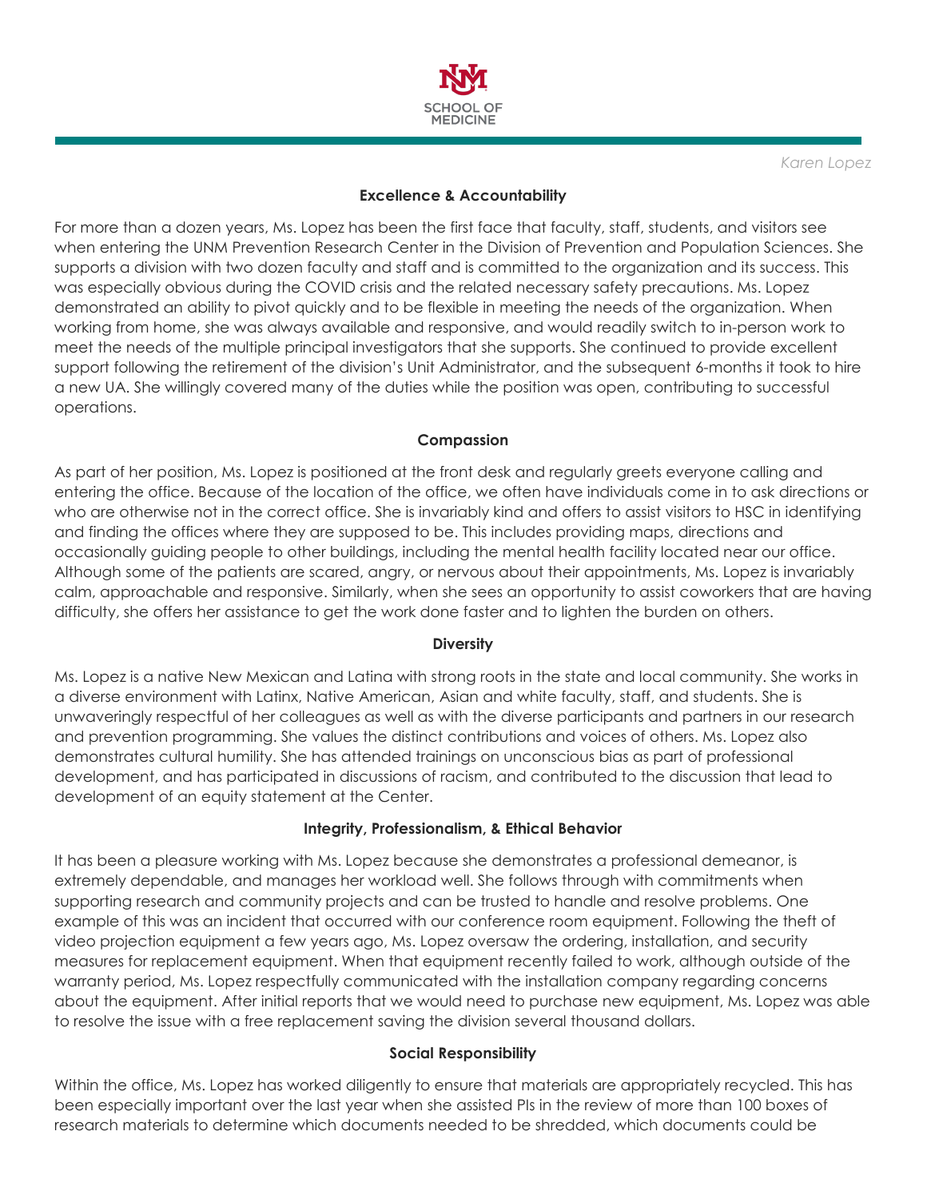*Karen Lopez*

### Excellence & Accountability

For more than a dozen years, Ms. Lopez has been the first face that faculty, staff, students, and visitors see when entering the UNM Prevention Research Center in the Division of Prevention and Population Sciences. She supports a division with two dozen faculty and staff and is committed to the organization and its success. This was especially obvious during the COVID crisis and the related necessary safety precautions. Ms. Lopez demonstrated an ability to pivot quickly and to be flexible in meeting the needs of the organization. When working from home, she was always available and responsive, and would readily switch to in-person work to meet the needs of the multiple principal investigators that she supports. She continued to provide excellent support following the retirement of the division's Unit Administrator, and the subsequent 6-months it took to hire a new UA. She willingly covered many of the duties while the position was open, contributing to successful operations.

### Compassion

As part of her position, Ms. Lopez is positioned at the front desk and regularly greets everyone calling and entering the office. Because of the location of the office, we often have individuals come in to ask directions or who are otherwise not in the correct office. She is invariably kind and offers to assist visitors to HSC in identifying and finding the offices where they are supposed to be. This includes providing maps, directions and occasionally guiding people to other buildings, including the mental health facility located near our office. Although some of the patients are scared, angry, or nervous about their appointments, Ms. Lopez is invariably calm, approachable and responsive. Similarly, when she sees an opportunity to assist coworkers that are having difficulty, she offers her assistance to get the work done faster and to lighten the burden on others.

### Diversity

Ms. Lopez is a native New Mexican and Latina with strong roots in the state and local community. She works in a diverse environment with Latinx, Native American, Asian and white faculty, staff, and students. She is unwaveringly respectful of her colleagues as well as with the diverse participants and partners in our research and prevention programming. She values the distinct contributions and voices of others. Ms. Lopez also demonstrates cultural humility. She has attended trainings on unconscious bias as part of professional development, and has participated in discussions of racism, and contributed to the discussion that lead to development of an equity statement at the Center.

### Integrity, Professionalism, & Ethical Behavior

It has been a pleasure working with Ms. Lopez because she demonstrates a professional demeanor, is extremely dependable, and manages her workload well. She follows through with commitments when supporting research and community projects and can be trusted to handle and resolve problems. One example of this was an incident that occurred with our conference room equipment. Following the theft of video projection equipment a few years ago, Ms. Lopez oversaw the ordering, installation, and security measures for replacement equipment. When that equipment recently failed to work, although outside of the warranty period, Ms. Lopez respectfully communicated with the installation company regarding concerns about the equipment. After initial reports that we would need to purchase new equipment, Ms. Lopez was able to resolve the issue with a free replacement saving the division several thousand dollars.

### Social Responsibility

Within the office, Ms. Lopez has worked diligently to ensure that materials are appropriately recycled. This has been especially important over the last year when she assisted PIs in the review of more than 100 boxes of research materials to determine which documents needed to be shredded, which documents could be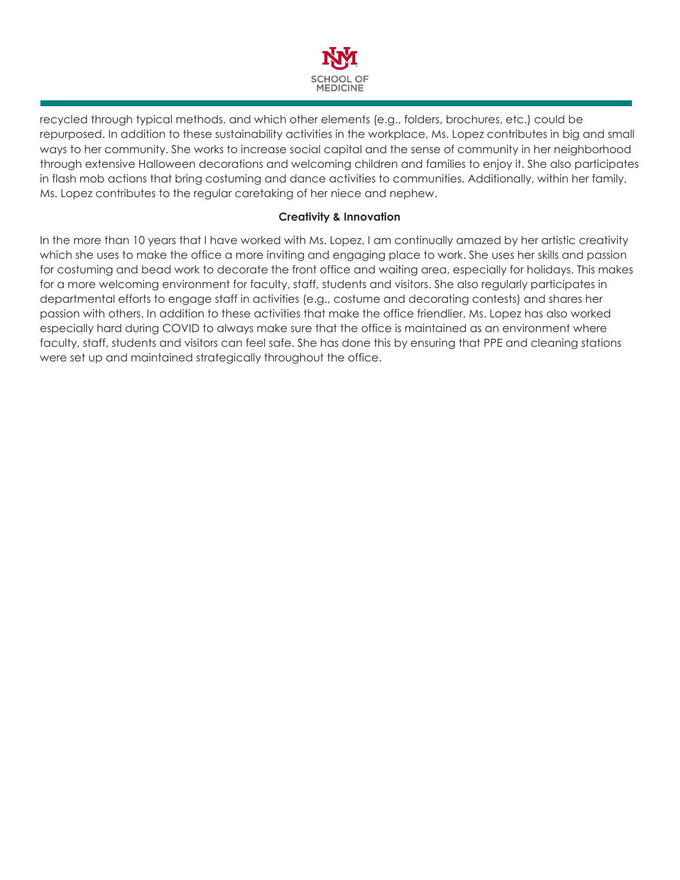recycled through typical methods, and which other elements (e.g., folders, brochures, etc.) could be repurposed. In addition to these sustainability activities in the workplace, Ms. Lopez contributes in big and small ways to her community. She works to increase social capital and the sense of community in her neighborhood through extensive Halloween decorations and welcoming children and families to enjoy it. She also participates in flash mob actions that bring costuming and dance activities to communities. Additionally, within her family, Ms. Lopez contributes to the regular caretaking of her niece and nephew.

**Creativity & Innovation**

In the more than 10 years that I have worked with Ms. Lopez, I am continually amazed by her artistic creativity which she uses to make the office a more inviting and engaging place to work. She uses her skills and passion for costuming and bead work to decorate the front office and waiting area, especially for holidays. This makes for a more welcoming environment for faculty, staff, students and visitors. She also regularly participates in departmental efforts to engage staff in activities (e.g., costume and decorating contests) and shares her passion with others. In addition to these activities that make the office friendlier, Ms. Lopez has also worked especially hard during COVID to always make sure that the office is maintained as an environment where faculty, staff, students and visitors can feel safe. She has done this by ensuring that PPE and cleaning stations were set up and maintained strategically throughout the office.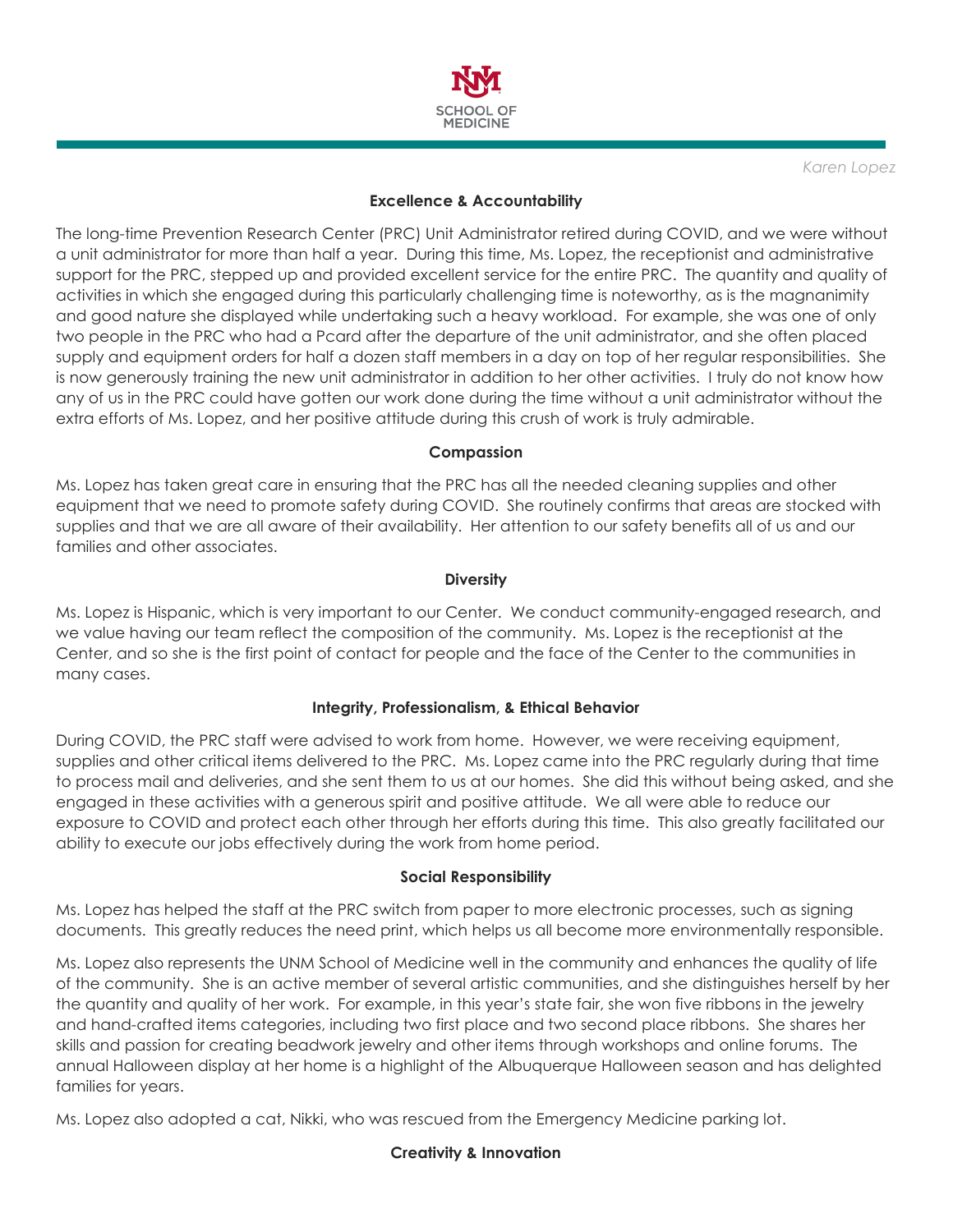*Karen Lopez*

**Excellence & Accountability**

The long-time Prevention Research Center (PRC) Unit Administrator retired during COVID, and we were without a unit administrator for more than half a year. During this time, Ms. Lopez, the receptionist and administrative support for the PRC, stepped up and provided excellent service for the entire PRC. The quantity and quality of activities in which she engaged during this particularly challenging time is noteworthy, as is the magnanimity and good nature she displayed while undertaking such a heavy workload. For example, she was one of only two people in the PRC who had a Pcard after the departure of the unit administrator, and she often placed supply and equipment orders for half a dozen staff members in a day on top of her regular responsibilities. She is now generously training the new unit administrator in addition to her other activities. I truly do not know how any of us in the PRC could have gotten our work done during the time without a unit administrator without the extra efforts of Ms. Lopez, and her positive attitude during this crush of work is truly admirable.

**Compassion**

Ms. Lopez has taken great care in ensuring that the PRC has all the needed cleaning supplies and other equipment that we need to promote safety during COVID. She routinely confirms that areas are stocked with supplies and that we are all aware of their availability. Her attention to our safety benefits all of us and our families and other associates.

**Diversity**

Ms. Lopez is Hispanic, which is very important to our Center. We conduct community-engaged research, and we value having our team reflect the composition of the community. Ms. Lopez is the receptionist at the Center, and so she is the first point of contact for people and the face of the Center to the communities in many cases.

**Integrity, Professionalism, & Ethical Behavior**

During COVID, the PRC staff were advised to work from home. However, we were receiving equipment, supplies and other critical items delivered to the PRC. Ms. Lopez came into the PRC regularly during that time to process mail and deliveries, and she sent them to us at our homes. She did this without being asked, and she engaged in these activities with a generous spirit and positive attitude. We all were able to reduce our exposure to COVID and protect each other through her efforts during this time. This also greatly facilitated our ability to execute our jobs effectively during the work from home period.

**Social Responsibility**

Ms. Lopez has helped the staff at the PRC switch from paper to more electronic processes, such as signing documents. This greatly reduces the need print, which helps us all become more environmentally responsible.

Ms. Lopez also represents the UNM School of Medicine well in the community and enhances the quality of life of the community. She is an active member of several artistic communities, and she distinguishes herself by her the quantity and quality of her work. For example, in this year's state fair, she won five ribbons in the jewelry and hand-crafted items categories, including two first place and two second place ribbons. She shares her skills and passion for creating beadwork jewelry and other items through workshops and online forums. The annual Halloween display at her home is a highlight of the Albuquerque Halloween season and has delighted families for years.

Ms. Lopez also adopted a cat, Nikki, who was rescued from the Emergency Medicine parking lot.

**Creativity & Innovation**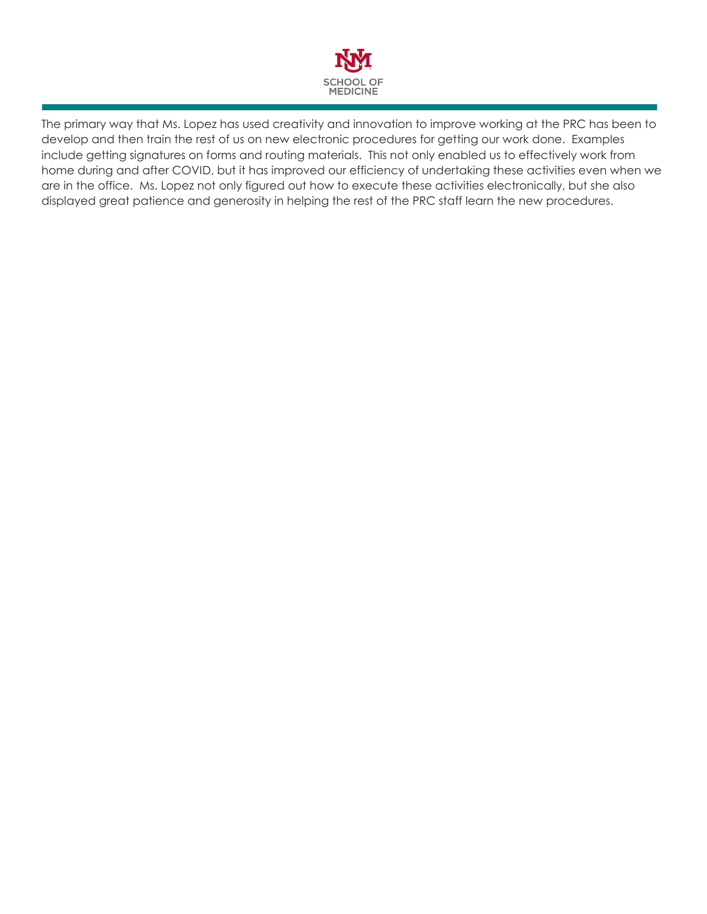The primary way that Ms. Lopez has used creativity and innovation to improve working at the PRC has been to develop and then train the rest of us on new electronic procedures for getting our work done. Examples include getting signatures on forms and routing materials. This not only enabled us to effectively work from home during and after COVID, but it has improved our efficiency of undertaking these activities even when we are in the office. Ms. Lopez not only figured out how to execute these activities electronically, but she also displayed great patience and generosity in helping the rest of the PRC staff learn the new procedures.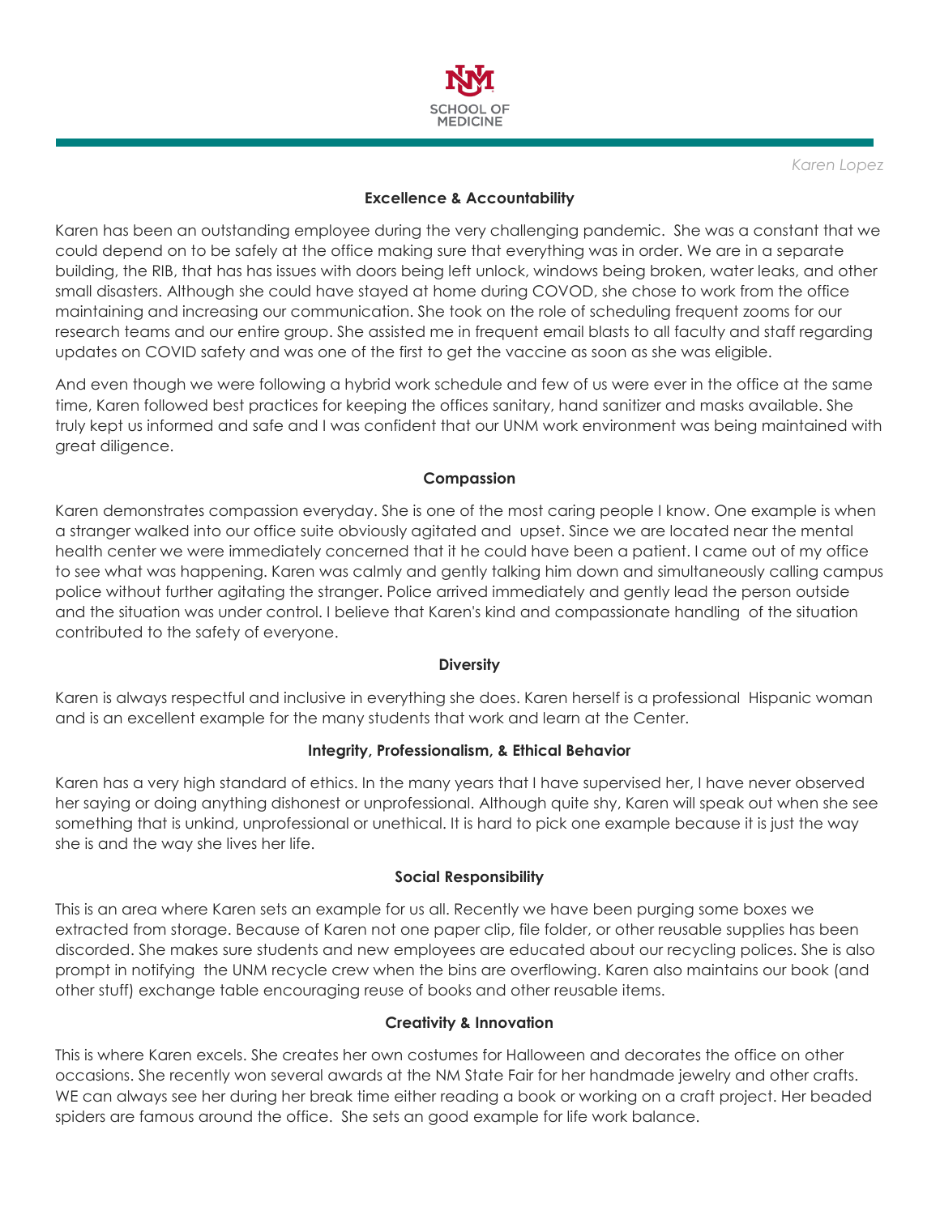*Karen Lopez*

**Excellence & Accountability**

Karen has been an outstanding employee during the very challenging pandemic. She was a constant that we could depend on to be safely at the office making sure that everything was in order. We are in a separate building, the RIB, that has has issues with doors being left unlock, windows being broken, water leaks, and other small disasters. Although she could have stayed at home during COVOD, she chose to work from the office maintaining and increasing our communication. She took on the role of scheduling frequent zooms for our research teams and our entire group. She assisted me in frequent email blasts to all faculty and staff regarding updates on COVID safety and was one of the first to get the vaccine as soon as she was eligible.

And even though we were following a hybrid work schedule and few of us were ever in the office at the same time, Karen followed best practices for keeping the offices sanitary, hand sanitizer and masks available. She truly kept us informed and safe and I was confident that our UNM work environment was being maintained with great diligence.

**Compassion**

Karen demonstrates compassion everyday. She is one of the most caring people I know. One example is when a stranger walked into our office suite obviously agitated and upset. Since we are located near the mental health center we were immediately concerned that it he could have been a patient. I came out of my office to see what was happening. Karen was calmly and gently talking him down and simultaneously calling campus police without further agitating the stranger. Police arrived immediately and gently lead the person outside and the situation was under control. I believe that Karen's kind and compassionate handling of the situation contributed to the safety of everyone.

**Diversity**

Karen is always respectful and inclusive in everything she does. Karen herself is a professional Hispanic woman and is an excellent example for the many students that work and learn at the Center.

**Integrity, Professionalism, & Ethical Behavior**

Karen has a very high standard of ethics. In the many years that I have supervised her, I have never observed her saying or doing anything dishonest or unprofessional. Although quite shy, Karen will speak out when she see something that is unkind, unprofessional or unethical. It is hard to pick one example because it is just the way she is and the way she lives her life.

**Social Responsibility**

This is an area where Karen sets an example for us all. Recently we have been purging some boxes we extracted from storage. Because of Karen not one paper clip, file folder, or other reusable supplies has been discorded. She makes sure students and new employees are educated about our recycling polices. She is also prompt in notifying the UNM recycle crew when the bins are overflowing. Karen also maintains our book (and other stuff) exchange table encouraging reuse of books and other reusable items.

**Creativity & Innovation**

This is where Karen excels. She creates her own costumes for Halloween and decorates the office on other occasions. She recently won several awards at the NM State Fair for her handmade jewelry and other crafts. WE can always see her during her break time either reading a book or working on a craft project. Her beaded spiders are famous around the office. She sets an good example for life work balance.